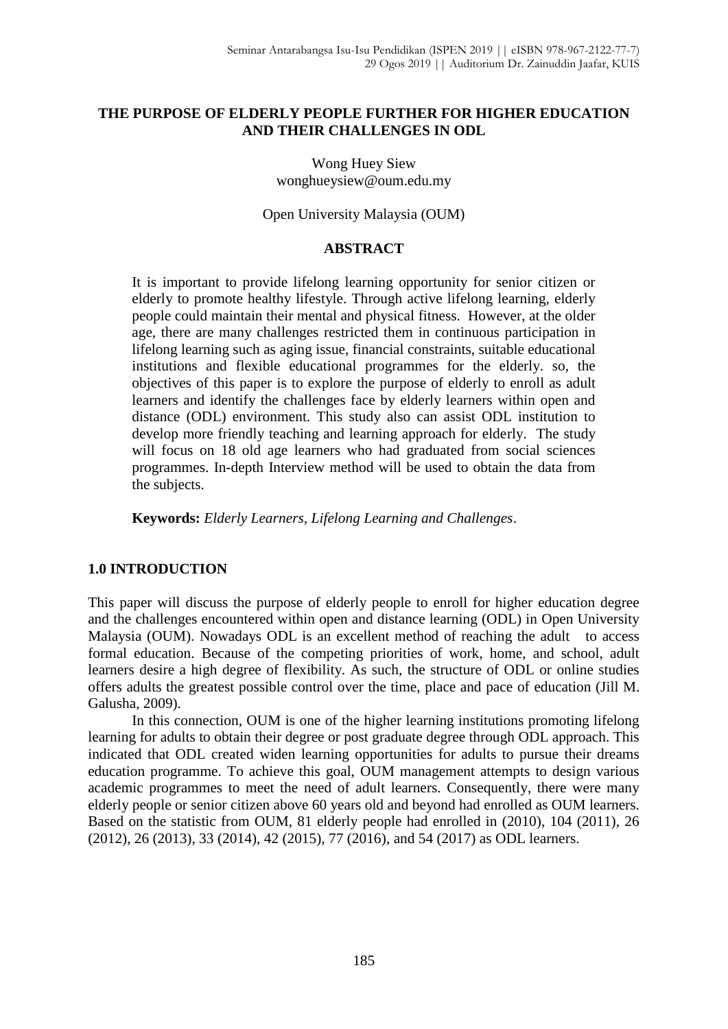# THE PURPOSE OF ELDERLY PEOPLE FURTHER FOR HIGHER EDUCATION AND THEIR CHALLENGES IN ODL

Wong Huey Siew
wonghueysiew@oum.edu.my

Open University Malaysia (OUM)

## ABSTRACT

It is important to provide lifelong learning opportunity for senior citizen or elderly to promote healthy lifestyle. Through active lifelong learning, elderly people could maintain their mental and physical fitness. However, at the older age, there are many challenges restricted them in continuous participation in lifelong learning such as aging issue, financial constraints, suitable educational institutions and flexible educational programmes for the elderly. so, the objectives of this paper is to explore the purpose of elderly to enroll as adult learners and identify the challenges face by elderly learners within open and distance (ODL) environment. This study also can assist ODL institution to develop more friendly teaching and learning approach for elderly. The study will focus on 18 old age learners who had graduated from social sciences programmes. In-depth Interview method will be used to obtain the data from the subjects.

**Keywords:** *Elderly Learners, Lifelong Learning and Challenges*.

## 1.0 INTRODUCTION

This paper will discuss the purpose of elderly people to enroll for higher education degree and the challenges encountered within open and distance learning (ODL) in Open University Malaysia (OUM). Nowadays ODL is an excellent method of reaching the adult to access formal education. Because of the competing priorities of work, home, and school, adult learners desire a high degree of flexibility. As such, the structure of ODL or online studies offers adults the greatest possible control over the time, place and pace of education (Jill M. Galusha, 2009).

In this connection, OUM is one of the higher learning institutions promoting lifelong learning for adults to obtain their degree or post graduate degree through ODL approach. This indicated that ODL created widen learning opportunities for adults to pursue their dreams education programme. To achieve this goal, OUM management attempts to design various academic programmes to meet the need of adult learners. Consequently, there were many elderly people or senior citizen above 60 years old and beyond had enrolled as OUM learners. Based on the statistic from OUM, 81 elderly people had enrolled in (2010), 104 (2011), 26 (2012), 26 (2013), 33 (2014), 42 (2015), 77 (2016), and 54 (2017) as ODL learners.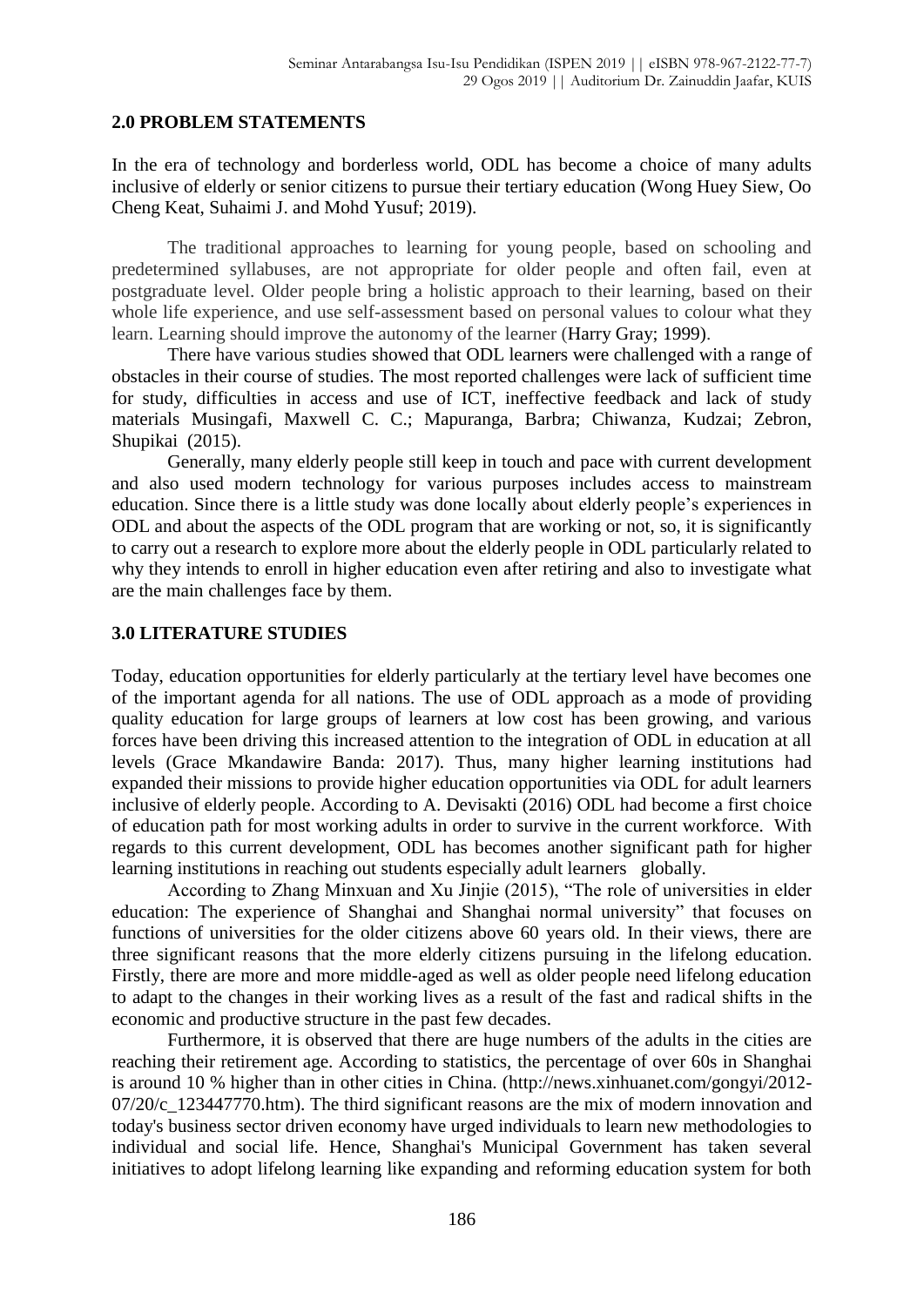## 2.0 PROBLEM STATEMENTS

In the era of technology and borderless world, ODL has become a choice of many adults inclusive of elderly or senior citizens to pursue their tertiary education (Wong Huey Siew, Oo Cheng Keat, Suhaimi J. and Mohd Yusuf; 2019).

The traditional approaches to learning for young people, based on schooling and predetermined syllabuses, are not appropriate for older people and often fail, even at postgraduate level. Older people bring a holistic approach to their learning, based on their whole life experience, and use self-assessment based on personal values to colour what they learn. Learning should improve the autonomy of the learner (Harry Gray; 1999).

There have various studies showed that ODL learners were challenged with a range of obstacles in their course of studies. The most reported challenges were lack of sufficient time for study, difficulties in access and use of ICT, ineffective feedback and lack of study materials Musingafi, Maxwell C. C.; Mapuranga, Barbra; Chiwanza, Kudzai; Zebron, Shupikai (2015).

Generally, many elderly people still keep in touch and pace with current development and also used modern technology for various purposes includes access to mainstream education. Since there is a little study was done locally about elderly people's experiences in ODL and about the aspects of the ODL program that are working or not, so, it is significantly to carry out a research to explore more about the elderly people in ODL particularly related to why they intends to enroll in higher education even after retiring and also to investigate what are the main challenges face by them.

## 3.0 LITERATURE STUDIES

Today, education opportunities for elderly particularly at the tertiary level have becomes one of the important agenda for all nations. The use of ODL approach as a mode of providing quality education for large groups of learners at low cost has been growing, and various forces have been driving this increased attention to the integration of ODL in education at all levels (Grace Mkandawire Banda: 2017). Thus, many higher learning institutions had expanded their missions to provide higher education opportunities via ODL for adult learners inclusive of elderly people. According to A. Devisakti (2016) ODL had become a first choice of education path for most working adults in order to survive in the current workforce. With regards to this current development, ODL has becomes another significant path for higher learning institutions in reaching out students especially adult learners globally.

According to Zhang Minxuan and Xu Jinjie (2015), "The role of universities in elder education: The experience of Shanghai and Shanghai normal university" that focuses on functions of universities for the older citizens above 60 years old. In their views, there are three significant reasons that the more elderly citizens pursuing in the lifelong education. Firstly, there are more and more middle-aged as well as older people need lifelong education to adapt to the changes in their working lives as a result of the fast and radical shifts in the economic and productive structure in the past few decades.

Furthermore, it is observed that there are huge numbers of the adults in the cities are reaching their retirement age. According to statistics, the percentage of over 60s in Shanghai is around 10 % higher than in other cities in China. (http://news.xinhuanet.com/gongyi/2012-07/20/c_123447770.htm). The third significant reasons are the mix of modern innovation and today's business sector driven economy have urged individuals to learn new methodologies to individual and social life. Hence, Shanghai's Municipal Government has taken several initiatives to adopt lifelong learning like expanding and reforming education system for both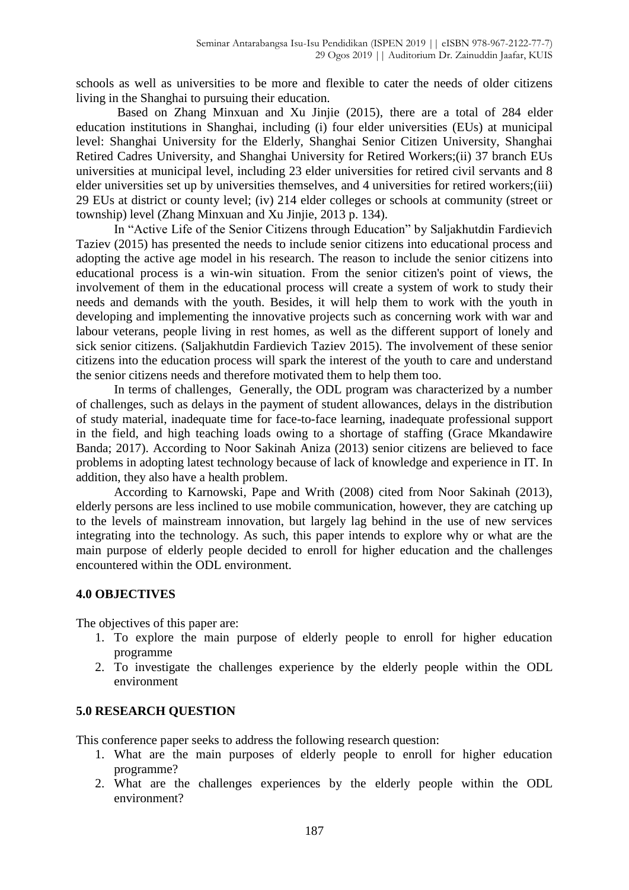schools as well as universities to be more and flexible to cater the needs of older citizens living in the Shanghai to pursuing their education.

Based on Zhang Minxuan and Xu Jinjie (2015), there are a total of 284 elder education institutions in Shanghai, including (i) four elder universities (EUs) at municipal level: Shanghai University for the Elderly, Shanghai Senior Citizen University, Shanghai Retired Cadres University, and Shanghai University for Retired Workers;(ii) 37 branch EUs universities at municipal level, including 23 elder universities for retired civil servants and 8 elder universities set up by universities themselves, and 4 universities for retired workers;(iii) 29 EUs at district or county level; (iv) 214 elder colleges or schools at community (street or township) level (Zhang Minxuan and Xu Jinjie, 2013 p. 134).

In "Active Life of the Senior Citizens through Education" by Saljakhutdin Fardievich Taziev (2015) has presented the needs to include senior citizens into educational process and adopting the active age model in his research. The reason to include the senior citizens into educational process is a win-win situation. From the senior citizen's point of views, the involvement of them in the educational process will create a system of work to study their needs and demands with the youth. Besides, it will help them to work with the youth in developing and implementing the innovative projects such as concerning work with war and labour veterans, people living in rest homes, as well as the different support of lonely and sick senior citizens. (Saljakhutdin Fardievich Taziev 2015). The involvement of these senior citizens into the education process will spark the interest of the youth to care and understand the senior citizens needs and therefore motivated them to help them too.

In terms of challenges, Generally, the ODL program was characterized by a number of challenges, such as delays in the payment of student allowances, delays in the distribution of study material, inadequate time for face-to-face learning, inadequate professional support in the field, and high teaching loads owing to a shortage of staffing (Grace Mkandawire Banda; 2017). According to Noor Sakinah Aniza (2013) senior citizens are believed to face problems in adopting latest technology because of lack of knowledge and experience in IT. In addition, they also have a health problem.

According to Karnowski, Pape and Writh (2008) cited from Noor Sakinah (2013), elderly persons are less inclined to use mobile communication, however, they are catching up to the levels of mainstream innovation, but largely lag behind in the use of new services integrating into the technology. As such, this paper intends to explore why or what are the main purpose of elderly people decided to enroll for higher education and the challenges encountered within the ODL environment.

## 4.0 OBJECTIVES

The objectives of this paper are:

1. To explore the main purpose of elderly people to enroll for higher education programme
2. To investigate the challenges experience by the elderly people within the ODL environment

## 5.0 RESEARCH QUESTION

This conference paper seeks to address the following research question:

1. What are the main purposes of elderly people to enroll for higher education programme?
2. What are the challenges experiences by the elderly people within the ODL environment?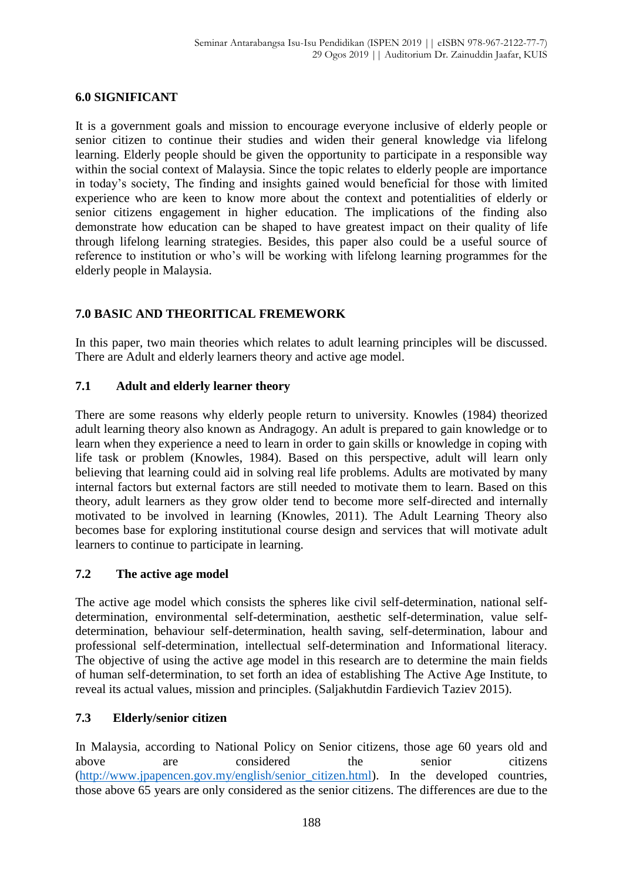## 6.0 SIGNIFICANT

It is a government goals and mission to encourage everyone inclusive of elderly people or senior citizen to continue their studies and widen their general knowledge via lifelong learning. Elderly people should be given the opportunity to participate in a responsible way within the social context of Malaysia. Since the topic relates to elderly people are importance in today's society, The finding and insights gained would beneficial for those with limited experience who are keen to know more about the context and potentialities of elderly or senior citizens engagement in higher education. The implications of the finding also demonstrate how education can be shaped to have greatest impact on their quality of life through lifelong learning strategies. Besides, this paper also could be a useful source of reference to institution or who's will be working with lifelong learning programmes for the elderly people in Malaysia.

## 7.0 BASIC AND THEORITICAL FREMEWORK

In this paper, two main theories which relates to adult learning principles will be discussed. There are Adult and elderly learners theory and active age model.

### 7.1 Adult and elderly learner theory

There are some reasons why elderly people return to university. Knowles (1984) theorized adult learning theory also known as Andragogy. An adult is prepared to gain knowledge or to learn when they experience a need to learn in order to gain skills or knowledge in coping with life task or problem (Knowles, 1984). Based on this perspective, adult will learn only believing that learning could aid in solving real life problems. Adults are motivated by many internal factors but external factors are still needed to motivate them to learn. Based on this theory, adult learners as they grow older tend to become more self-directed and internally motivated to be involved in learning (Knowles, 2011). The Adult Learning Theory also becomes base for exploring institutional course design and services that will motivate adult learners to continue to participate in learning.

### 7.2 The active age model

The active age model which consists the spheres like civil self-determination, national self-determination, environmental self-determination, aesthetic self-determination, value self-determination, behaviour self-determination, health saving, self-determination, labour and professional self-determination, intellectual self-determination and Informational literacy. The objective of using the active age model in this research are to determine the main fields of human self-determination, to set forth an idea of establishing The Active Age Institute, to reveal its actual values, mission and principles. (Saljakhutdin Fardievich Taziev 2015).

### 7.3 Elderly/senior citizen

In Malaysia, according to National Policy on Senior citizens, those age 60 years old and above are considered the senior citizens (http://www.jpapencen.gov.my/english/senior_citizen.html). In the developed countries, those above 65 years are only considered as the senior citizens. The differences are due to the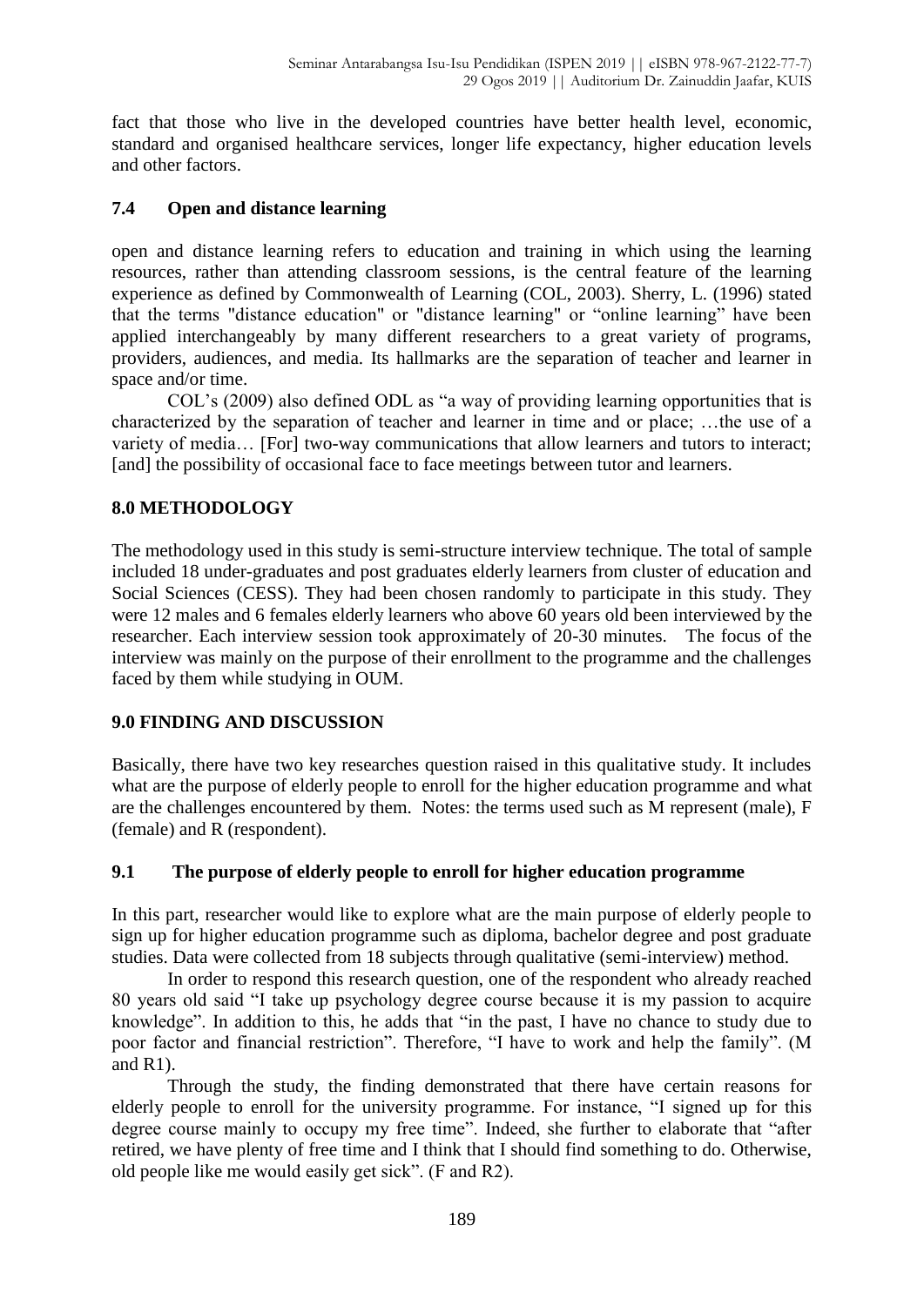fact that those who live in the developed countries have better health level, economic, standard and organised healthcare services, longer life expectancy, higher education levels and other factors.

### 7.4 Open and distance learning

open and distance learning refers to education and training in which using the learning resources, rather than attending classroom sessions, is the central feature of the learning experience as defined by Commonwealth of Learning (COL, 2003). Sherry, L. (1996) stated that the terms "distance education" or "distance learning" or "online learning" have been applied interchangeably by many different researchers to a great variety of programs, providers, audiences, and media. Its hallmarks are the separation of teacher and learner in space and/or time.

COL's (2009) also defined ODL as "a way of providing learning opportunities that is characterized by the separation of teacher and learner in time and or place; …the use of a variety of media… [For] two-way communications that allow learners and tutors to interact; [and] the possibility of occasional face to face meetings between tutor and learners.

## 8.0 METHODOLOGY

The methodology used in this study is semi-structure interview technique. The total of sample included 18 under-graduates and post graduates elderly learners from cluster of education and Social Sciences (CESS). They had been chosen randomly to participate in this study. They were 12 males and 6 females elderly learners who above 60 years old been interviewed by the researcher. Each interview session took approximately of 20-30 minutes. The focus of the interview was mainly on the purpose of their enrollment to the programme and the challenges faced by them while studying in OUM.

## 9.0 FINDING AND DISCUSSION

Basically, there have two key researches question raised in this qualitative study. It includes what are the purpose of elderly people to enroll for the higher education programme and what are the challenges encountered by them. Notes: the terms used such as M represent (male), F (female) and R (respondent).

### 9.1 The purpose of elderly people to enroll for higher education programme

In this part, researcher would like to explore what are the main purpose of elderly people to sign up for higher education programme such as diploma, bachelor degree and post graduate studies. Data were collected from 18 subjects through qualitative (semi-interview) method.

In order to respond this research question, one of the respondent who already reached 80 years old said "I take up psychology degree course because it is my passion to acquire knowledge". In addition to this, he adds that "in the past, I have no chance to study due to poor factor and financial restriction". Therefore, "I have to work and help the family". (M and R1).

Through the study, the finding demonstrated that there have certain reasons for elderly people to enroll for the university programme. For instance, "I signed up for this degree course mainly to occupy my free time". Indeed, she further to elaborate that "after retired, we have plenty of free time and I think that I should find something to do. Otherwise, old people like me would easily get sick". (F and R2).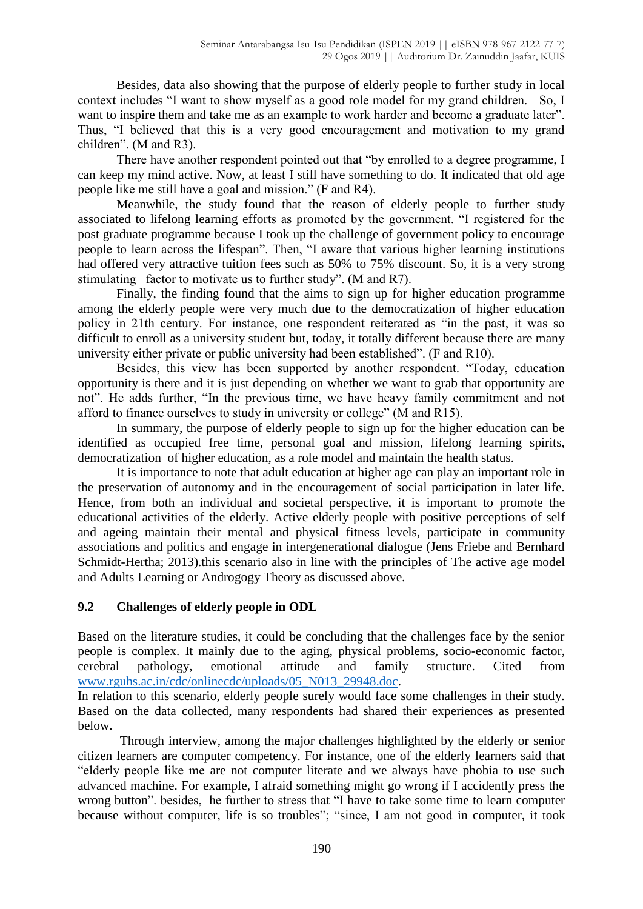Besides, data also showing that the purpose of elderly people to further study in local context includes "I want to show myself as a good role model for my grand children. So, I want to inspire them and take me as an example to work harder and become a graduate later". Thus, "I believed that this is a very good encouragement and motivation to my grand children". (M and R3).

There have another respondent pointed out that "by enrolled to a degree programme, I can keep my mind active. Now, at least I still have something to do. It indicated that old age people like me still have a goal and mission." (F and R4).

Meanwhile, the study found that the reason of elderly people to further study associated to lifelong learning efforts as promoted by the government. "I registered for the post graduate programme because I took up the challenge of government policy to encourage people to learn across the lifespan". Then, "I aware that various higher learning institutions had offered very attractive tuition fees such as 50% to 75% discount. So, it is a very strong stimulating factor to motivate us to further study". (M and R7).

Finally, the finding found that the aims to sign up for higher education programme among the elderly people were very much due to the democratization of higher education policy in 21th century. For instance, one respondent reiterated as "in the past, it was so difficult to enroll as a university student but, today, it totally different because there are many university either private or public university had been established". (F and R10).

Besides, this view has been supported by another respondent. "Today, education opportunity is there and it is just depending on whether we want to grab that opportunity are not". He adds further, "In the previous time, we have heavy family commitment and not afford to finance ourselves to study in university or college" (M and R15).

In summary, the purpose of elderly people to sign up for the higher education can be identified as occupied free time, personal goal and mission, lifelong learning spirits, democratization of higher education, as a role model and maintain the health status.

It is importance to note that adult education at higher age can play an important role in the preservation of autonomy and in the encouragement of social participation in later life. Hence, from both an individual and societal perspective, it is important to promote the educational activities of the elderly. Active elderly people with positive perceptions of self and ageing maintain their mental and physical fitness levels, participate in community associations and politics and engage in intergenerational dialogue (Jens Friebe and Bernhard Schmidt-Hertha; 2013).this scenario also in line with the principles of The active age model and Adults Learning or Androgogy Theory as discussed above.

## 9.2 Challenges of elderly people in ODL

Based on the literature studies, it could be concluding that the challenges face by the senior people is complex. It mainly due to the aging, physical problems, socio-economic factor, cerebral pathology, emotional attitude and family structure. Cited from [www.rguhs.ac.in/cdc/onlinecdc/uploads/05_N013_29948.doc](www.rguhs.ac.in/cdc/onlinecdc/uploads/05_N013_29948.doc).

In relation to this scenario, elderly people surely would face some challenges in their study. Based on the data collected, many respondents had shared their experiences as presented below.

Through interview, among the major challenges highlighted by the elderly or senior citizen learners are computer competency. For instance, one of the elderly learners said that "elderly people like me are not computer literate and we always have phobia to use such advanced machine. For example, I afraid something might go wrong if I accidently press the wrong button". besides, he further to stress that "I have to take some time to learn computer because without computer, life is so troubles"; "since, I am not good in computer, it took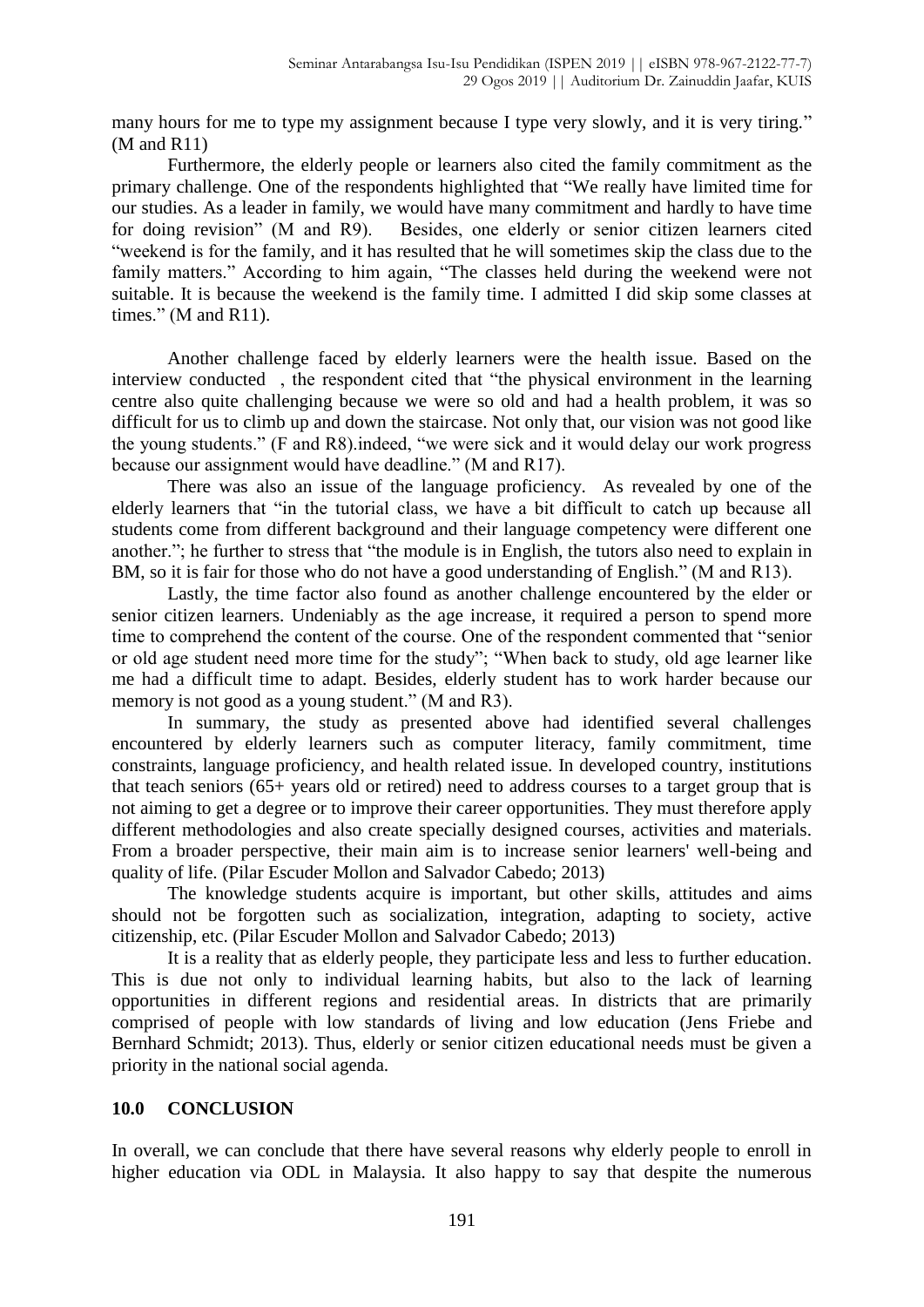many hours for me to type my assignment because I type very slowly, and it is very tiring." (M and R11)

Furthermore, the elderly people or learners also cited the family commitment as the primary challenge. One of the respondents highlighted that "We really have limited time for our studies. As a leader in family, we would have many commitment and hardly to have time for doing revision" (M and R9). Besides, one elderly or senior citizen learners cited "weekend is for the family, and it has resulted that he will sometimes skip the class due to the family matters." According to him again, "The classes held during the weekend were not suitable. It is because the weekend is the family time. I admitted I did skip some classes at times." (M and R11).

Another challenge faced by elderly learners were the health issue. Based on the interview conducted , the respondent cited that "the physical environment in the learning centre also quite challenging because we were so old and had a health problem, it was so difficult for us to climb up and down the staircase. Not only that, our vision was not good like the young students." (F and R8).indeed, "we were sick and it would delay our work progress because our assignment would have deadline." (M and R17).

There was also an issue of the language proficiency. As revealed by one of the elderly learners that "in the tutorial class, we have a bit difficult to catch up because all students come from different background and their language competency were different one another."; he further to stress that "the module is in English, the tutors also need to explain in BM, so it is fair for those who do not have a good understanding of English." (M and R13).

Lastly, the time factor also found as another challenge encountered by the elder or senior citizen learners. Undeniably as the age increase, it required a person to spend more time to comprehend the content of the course. One of the respondent commented that "senior or old age student need more time for the study"; "When back to study, old age learner like me had a difficult time to adapt. Besides, elderly student has to work harder because our memory is not good as a young student." (M and R3).

In summary, the study as presented above had identified several challenges encountered by elderly learners such as computer literacy, family commitment, time constraints, language proficiency, and health related issue. In developed country, institutions that teach seniors (65+ years old or retired) need to address courses to a target group that is not aiming to get a degree or to improve their career opportunities. They must therefore apply different methodologies and also create specially designed courses, activities and materials. From a broader perspective, their main aim is to increase senior learners' well-being and quality of life. (Pilar Escuder Mollon and Salvador Cabedo; 2013)

The knowledge students acquire is important, but other skills, attitudes and aims should not be forgotten such as socialization, integration, adapting to society, active citizenship, etc. (Pilar Escuder Mollon and Salvador Cabedo; 2013)

It is a reality that as elderly people, they participate less and less to further education. This is due not only to individual learning habits, but also to the lack of learning opportunities in different regions and residential areas. In districts that are primarily comprised of people with low standards of living and low education (Jens Friebe and Bernhard Schmidt; 2013). Thus, elderly or senior citizen educational needs must be given a priority in the national social agenda.

## 10.0 CONCLUSION

In overall, we can conclude that there have several reasons why elderly people to enroll in higher education via ODL in Malaysia. It also happy to say that despite the numerous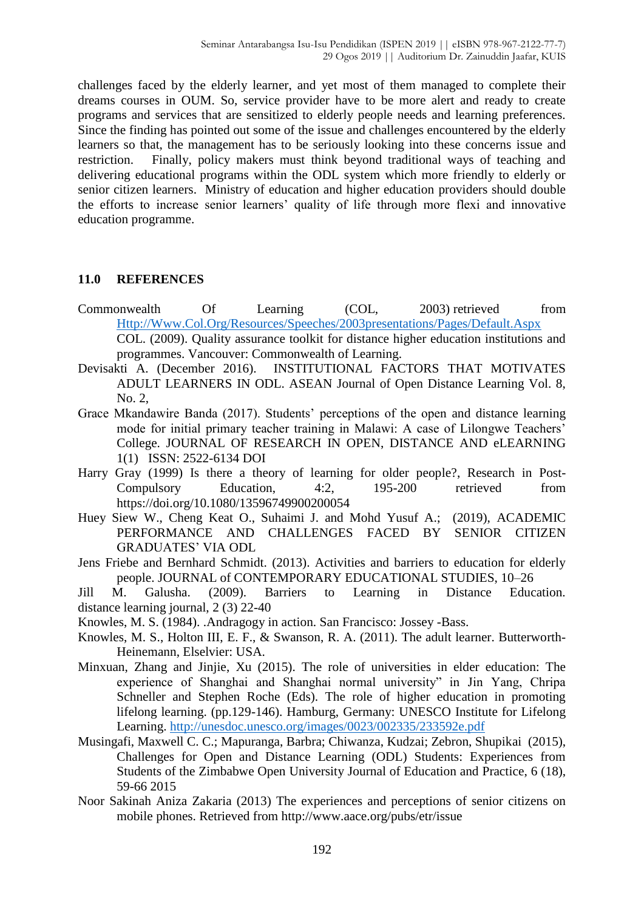challenges faced by the elderly learner, and yet most of them managed to complete their dreams courses in OUM. So, service provider have to be more alert and ready to create programs and services that are sensitized to elderly people needs and learning preferences. Since the finding has pointed out some of the issue and challenges encountered by the elderly learners so that, the management has to be seriously looking into these concerns issue and restriction. Finally, policy makers must think beyond traditional ways of teaching and delivering educational programs within the ODL system which more friendly to elderly or senior citizen learners. Ministry of education and higher education providers should double the efforts to increase senior learners' quality of life through more flexi and innovative education programme.

## 11.0 REFERENCES

Commonwealth Of Learning (COL, 2003) retrieved from Http://Www.Col.Org/Resources/Speeches/2003presentations/Pages/Default.Aspx COL. (2009). Quality assurance toolkit for distance higher education institutions and programmes. Vancouver: Commonwealth of Learning.

Devisakti A. (December 2016). INSTITUTIONAL FACTORS THAT MOTIVATES ADULT LEARNERS IN ODL. ASEAN Journal of Open Distance Learning Vol. 8, No. 2,

Grace Mkandawire Banda (2017). Students' perceptions of the open and distance learning mode for initial primary teacher training in Malawi: A case of Lilongwe Teachers' College. JOURNAL OF RESEARCH IN OPEN, DISTANCE AND eLEARNING 1(1) ISSN: 2522-6134 DOI

Harry Gray (1999) Is there a theory of learning for older people?, Research in Post-Compulsory Education, 4:2, 195-200 retrieved from https://doi.org/10.1080/13596749900200054

Huey Siew W., Cheng Keat O., Suhaimi J. and Mohd Yusuf A.; (2019), ACADEMIC PERFORMANCE AND CHALLENGES FACED BY SENIOR CITIZEN GRADUATES' VIA ODL

Jens Friebe and Bernhard Schmidt. (2013). Activities and barriers to education for elderly people. JOURNAL of CONTEMPORARY EDUCATIONAL STUDIES, 10–26

Jill M. Galusha. (2009). Barriers to Learning in Distance Education. distance learning journal, 2 (3) 22-40

Knowles, M. S. (1984). .Andragogy in action. San Francisco: Jossey -Bass.

Knowles, M. S., Holton III, E. F., & Swanson, R. A. (2011). The adult learner. Butterworth-Heinemann, Elselvier: USA.

Minxuan, Zhang and Jinjie, Xu (2015). The role of universities in elder education: The experience of Shanghai and Shanghai normal university" in Jin Yang, Chripa Schneller and Stephen Roche (Eds). The role of higher education in promoting lifelong learning. (pp.129-146). Hamburg, Germany: UNESCO Institute for Lifelong Learning. http://unesdoc.unesco.org/images/0023/002335/233592e.pdf

Musingafi, Maxwell C. C.; Mapuranga, Barbra; Chiwanza, Kudzai; Zebron, Shupikai (2015), Challenges for Open and Distance Learning (ODL) Students: Experiences from Students of the Zimbabwe Open University Journal of Education and Practice, 6 (18), 59-66 2015

Noor Sakinah Aniza Zakaria (2013) The experiences and perceptions of senior citizens on mobile phones. Retrieved from http://www.aace.org/pubs/etr/issue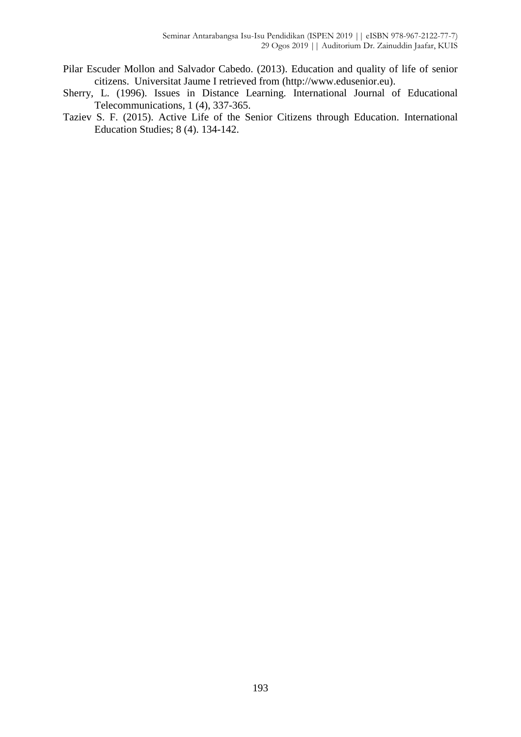Pilar Escuder Mollon and Salvador Cabedo. (2013). Education and quality of life of senior citizens. Universitat Jaume I retrieved from (http://www.edusenior.eu).

Sherry, L. (1996). Issues in Distance Learning. International Journal of Educational Telecommunications, 1 (4), 337-365.

Taziev S. F. (2015). Active Life of the Senior Citizens through Education. International Education Studies; 8 (4). 134-142.